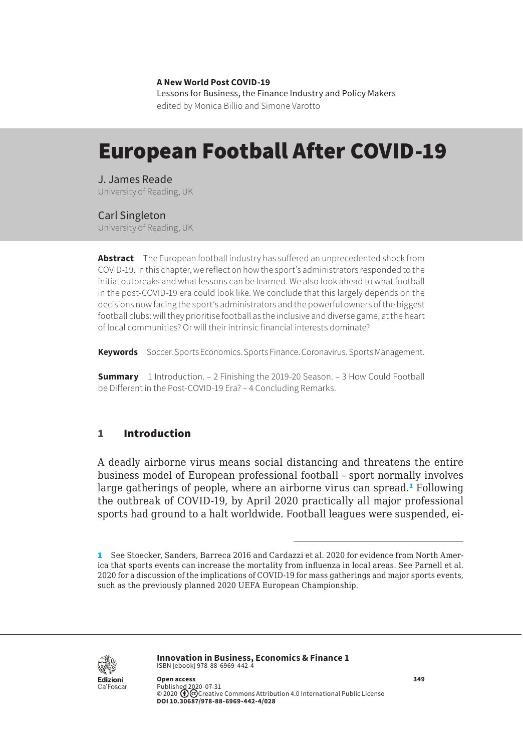A New World Post COVID-19
Lessons for Business, the Finance Industry and Policy Makers
edited by Monica Billio and Simone Varotto

# European Football After COVID-19

J. James Reade
University of Reading, UK

Carl Singleton
University of Reading, UK

**Abstract** The European football industry has suffered an unprecedented shock from COVID-19. In this chapter, we reflect on how the sport's administrators responded to the initial outbreaks and what lessons can be learned. We also look ahead to what football in the post-COVID-19 era could look like. We conclude that this largely depends on the decisions now facing the sport's administrators and the powerful owners of the biggest football clubs: will they prioritise football as the inclusive and diverse game, at the heart of local communities? Or will their intrinsic financial interests dominate?

**Keywords** Soccer. Sports Economics. Sports Finance. Coronavirus. Sports Management.

**Summary** 1 Introduction. – 2 Finishing the 2019-20 Season. – 3 How Could Football be Different in the Post-COVID-19 Era? – 4 Concluding Remarks.

## 1 Introduction

A deadly airborne virus means social distancing and threatens the entire business model of European professional football – sport normally involves large gatherings of people, where an airborne virus can spread.[1] Following the outbreak of COVID-19, by April 2020 practically all major professional sports had ground to a halt worldwide. Football leagues were suspended, ei-

[1] See Stoecker, Sanders, Barreca 2016 and Cardazzi et al. 2020 for evidence from North America that sports events can increase the mortality from influenza in local areas. See Parnell et al. 2020 for a discussion of the implications of COVID-19 for mass gatherings and major sports events, such as the previously planned 2020 UEFA European Championship.

**Innovation in Business, Economics & Finance 1**
ISBN [ebook] 978-88-6969-442-4

**Open access**
Published 2020-07-31
© 2020 Creative Commons Attribution 4.0 International Public License
**DOI 10.30687/978-88-6969-442-4/028**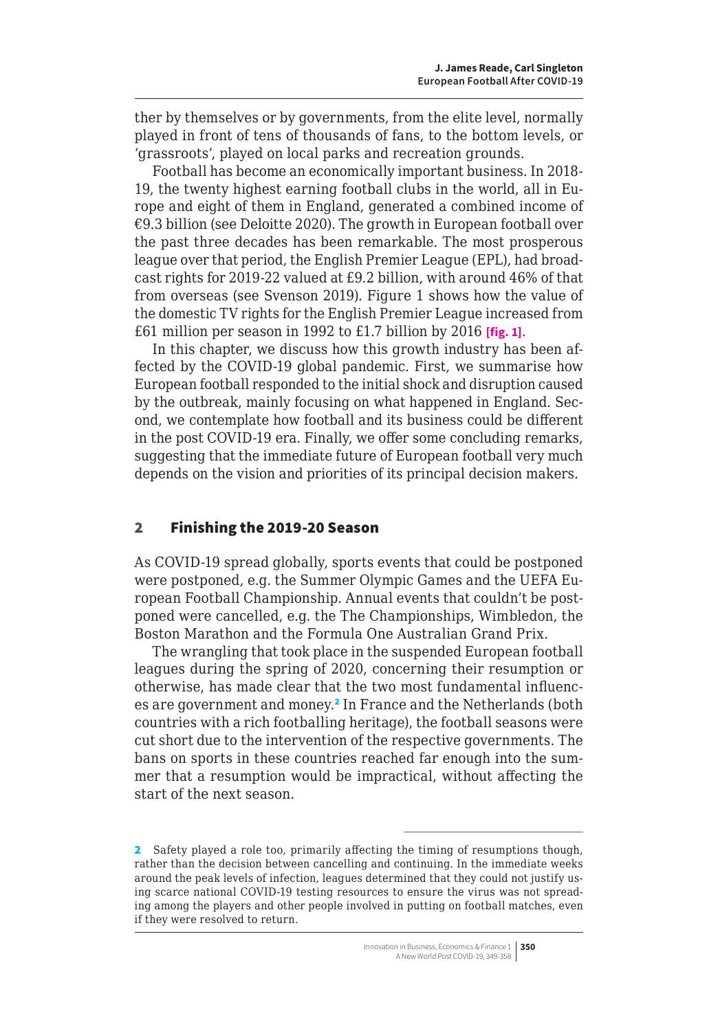ther by themselves or by governments, from the elite level, normally played in front of tens of thousands of fans, to the bottom levels, or 'grassroots', played on local parks and recreation grounds.

Football has become an economically important business. In 2018-19, the twenty highest earning football clubs in the world, all in Europe and eight of them in England, generated a combined income of €9.3 billion (see Deloitte 2020). The growth in European football over the past three decades has been remarkable. The most prosperous league over that period, the English Premier League (EPL), had broadcast rights for 2019-22 valued at £9.2 billion, with around 46% of that from overseas (see Svenson 2019). Figure 1 shows how the value of the domestic TV rights for the English Premier League increased from £61 million per season in 1992 to £1.7 billion by 2016 **[fig. 1]**.

In this chapter, we discuss how this growth industry has been affected by the COVID-19 global pandemic. First, we summarise how European football responded to the initial shock and disruption caused by the outbreak, mainly focusing on what happened in England. Second, we contemplate how football and its business could be different in the post COVID-19 era. Finally, we offer some concluding remarks, suggesting that the immediate future of European football very much depends on the vision and priorities of its principal decision makers.

## 2 Finishing the 2019-20 Season

As COVID-19 spread globally, sports events that could be postponed were postponed, e.g. the Summer Olympic Games and the UEFA European Football Championship. Annual events that couldn't be postponed were cancelled, e.g. the The Championships, Wimbledon, the Boston Marathon and the Formula One Australian Grand Prix.

The wrangling that took place in the suspended European football leagues during the spring of 2020, concerning their resumption or otherwise, has made clear that the two most fundamental influences are government and money.[2] In France and the Netherlands (both countries with a rich footballing heritage), the football seasons were cut short due to the intervention of the respective governments. The bans on sports in these countries reached far enough into the summer that a resumption would be impractical, without affecting the start of the next season.

[2] Safety played a role too, primarily affecting the timing of resumptions though, rather than the decision between cancelling and continuing. In the immediate weeks around the peak levels of infection, leagues determined that they could not justify using scarce national COVID-19 testing resources to ensure the virus was not spreading among the players and other people involved in putting on football matches, even if they were resolved to return.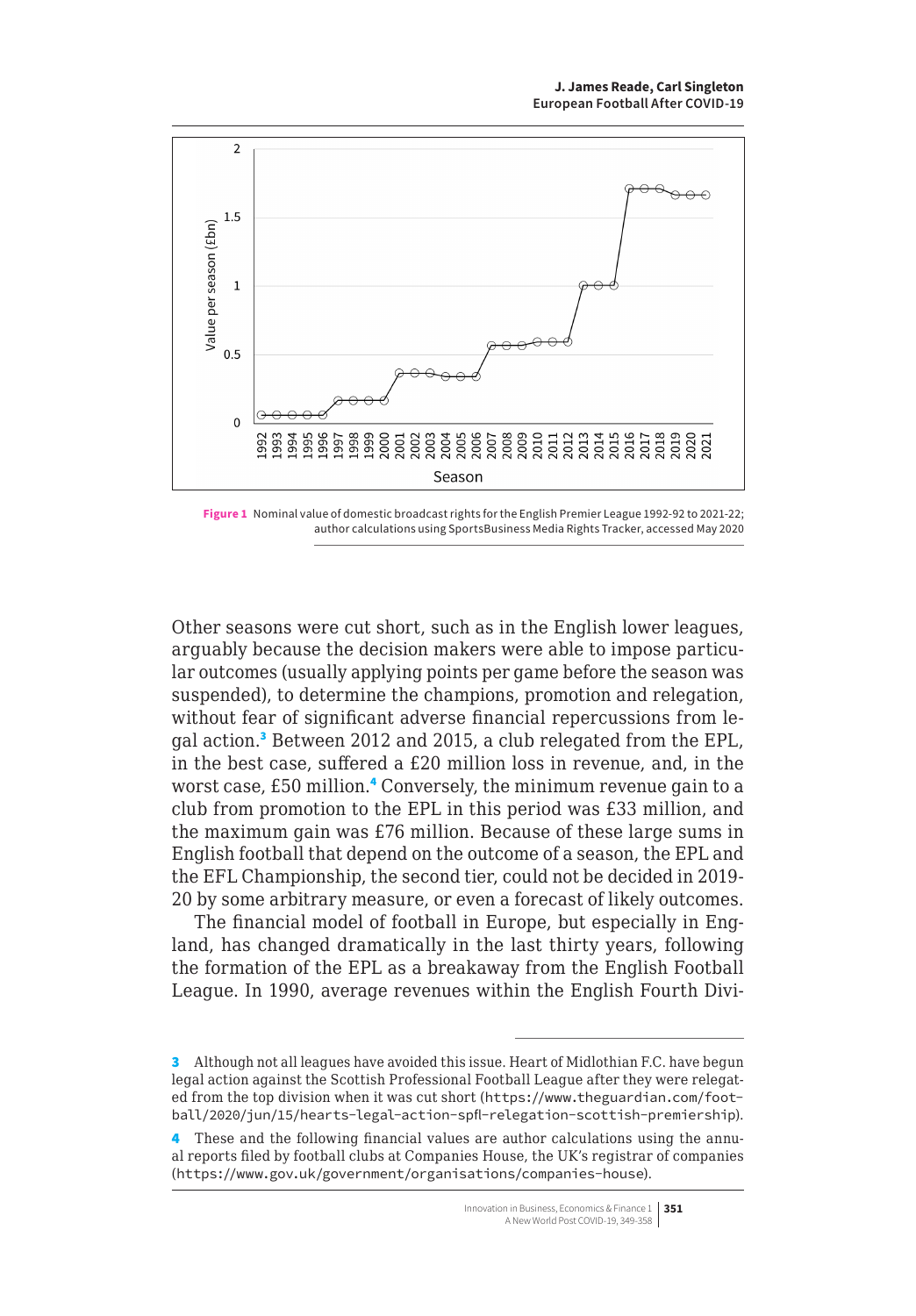Figure 1 Nominal value of domestic broadcast rights for the English Premier League 1992-92 to 2021-22; author calculations using SportsBusiness Media Rights Tracker, accessed May 2020

Other seasons were cut short, such as in the English lower leagues, arguably because the decision makers were able to impose particular outcomes (usually applying points per game before the season was suspended), to determine the champions, promotion and relegation, without fear of significant adverse financial repercussions from legal action.[3] Between 2012 and 2015, a club relegated from the EPL, in the best case, suffered a £20 million loss in revenue, and, in the worst case, £50 million.[4] Conversely, the minimum revenue gain to a club from promotion to the EPL in this period was £33 million, and the maximum gain was £76 million. Because of these large sums in English football that depend on the outcome of a season, the EPL and the EFL Championship, the second tier, could not be decided in 2019-20 by some arbitrary measure, or even a forecast of likely outcomes.

The financial model of football in Europe, but especially in England, has changed dramatically in the last thirty years, following the formation of the EPL as a breakaway from the English Football League. In 1990, average revenues within the English Fourth Divi-

---

[3] Although not all leagues have avoided this issue. Heart of Midlothian F.C. have begun legal action against the Scottish Professional Football League after they were relegated from the top division when it was cut short (https://www.theguardian.com/football/2020/jun/15/hearts-legal-action-spfl-relegation-scottish-premiership).

[4] These and the following financial values are author calculations using the annual reports filed by football clubs at Companies House, the UK's registrar of companies (https://www.gov.uk/government/organisations/companies-house).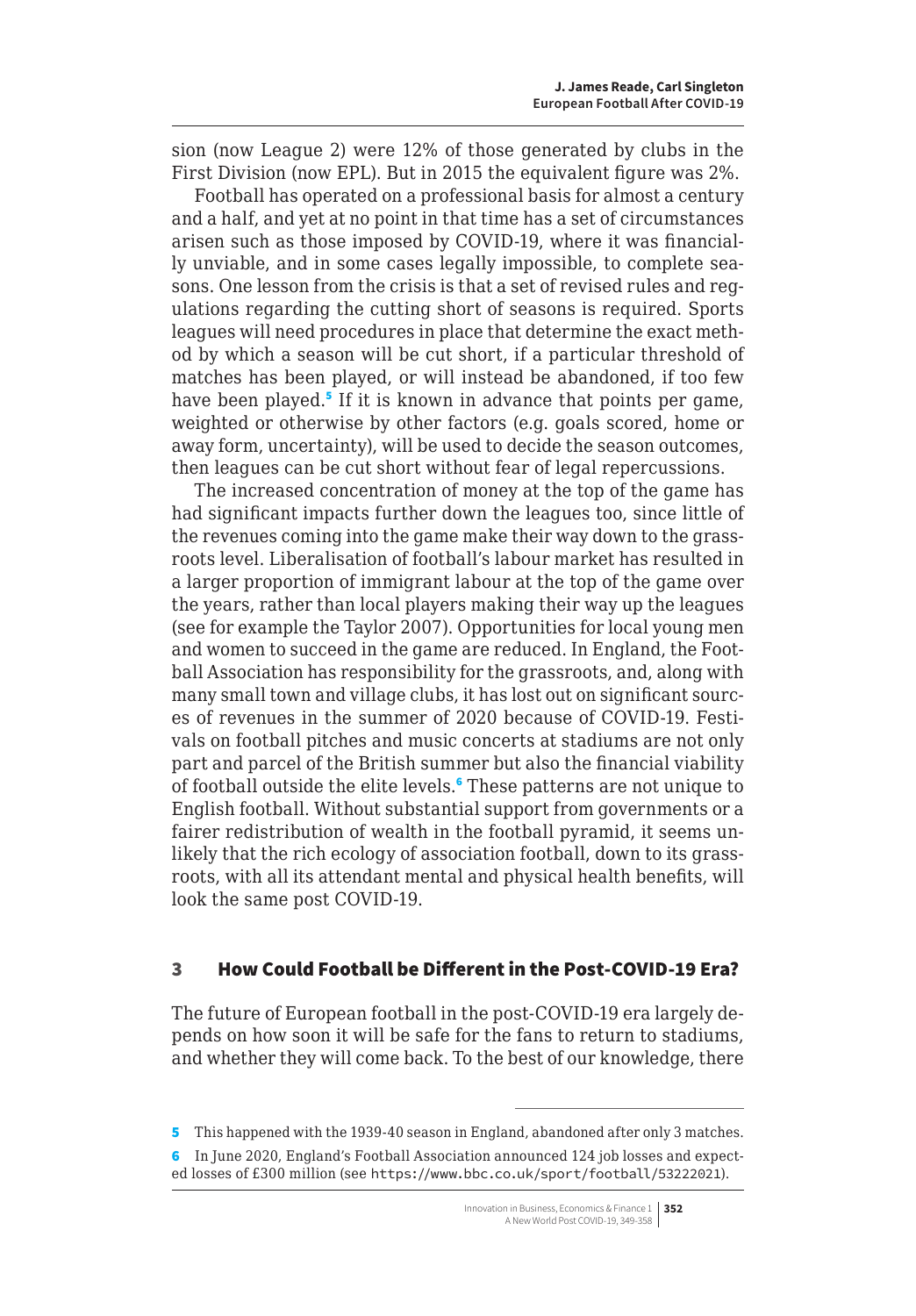sion (now League 2) were 12% of those generated by clubs in the First Division (now EPL). But in 2015 the equivalent figure was 2%.

Football has operated on a professional basis for almost a century and a half, and yet at no point in that time has a set of circumstances arisen such as those imposed by COVID-19, where it was financially unviable, and in some cases legally impossible, to complete seasons. One lesson from the crisis is that a set of revised rules and regulations regarding the cutting short of seasons is required. Sports leagues will need procedures in place that determine the exact method by which a season will be cut short, if a particular threshold of matches has been played, or will instead be abandoned, if too few have been played.[5] If it is known in advance that points per game, weighted or otherwise by other factors (e.g. goals scored, home or away form, uncertainty), will be used to decide the season outcomes, then leagues can be cut short without fear of legal repercussions.

The increased concentration of money at the top of the game has had significant impacts further down the leagues too, since little of the revenues coming into the game make their way down to the grassroots level. Liberalisation of football's labour market has resulted in a larger proportion of immigrant labour at the top of the game over the years, rather than local players making their way up the leagues (see for example the Taylor 2007). Opportunities for local young men and women to succeed in the game are reduced. In England, the Football Association has responsibility for the grassroots, and, along with many small town and village clubs, it has lost out on significant sources of revenues in the summer of 2020 because of COVID-19. Festivals on football pitches and music concerts at stadiums are not only part and parcel of the British summer but also the financial viability of football outside the elite levels.[6] These patterns are not unique to English football. Without substantial support from governments or a fairer redistribution of wealth in the football pyramid, it seems unlikely that the rich ecology of association football, down to its grassroots, with all its attendant mental and physical health benefits, will look the same post COVID-19.

## 3 How Could Football be Different in the Post-COVID-19 Era?

The future of European football in the post-COVID-19 era largely depends on how soon it will be safe for the fans to return to stadiums, and whether they will come back. To the best of our knowledge, there

---

5 This happened with the 1939-40 season in England, abandoned after only 3 matches.

6 In June 2020, England's Football Association announced 124 job losses and expected losses of £300 million (see https://www.bbc.co.uk/sport/football/53222021).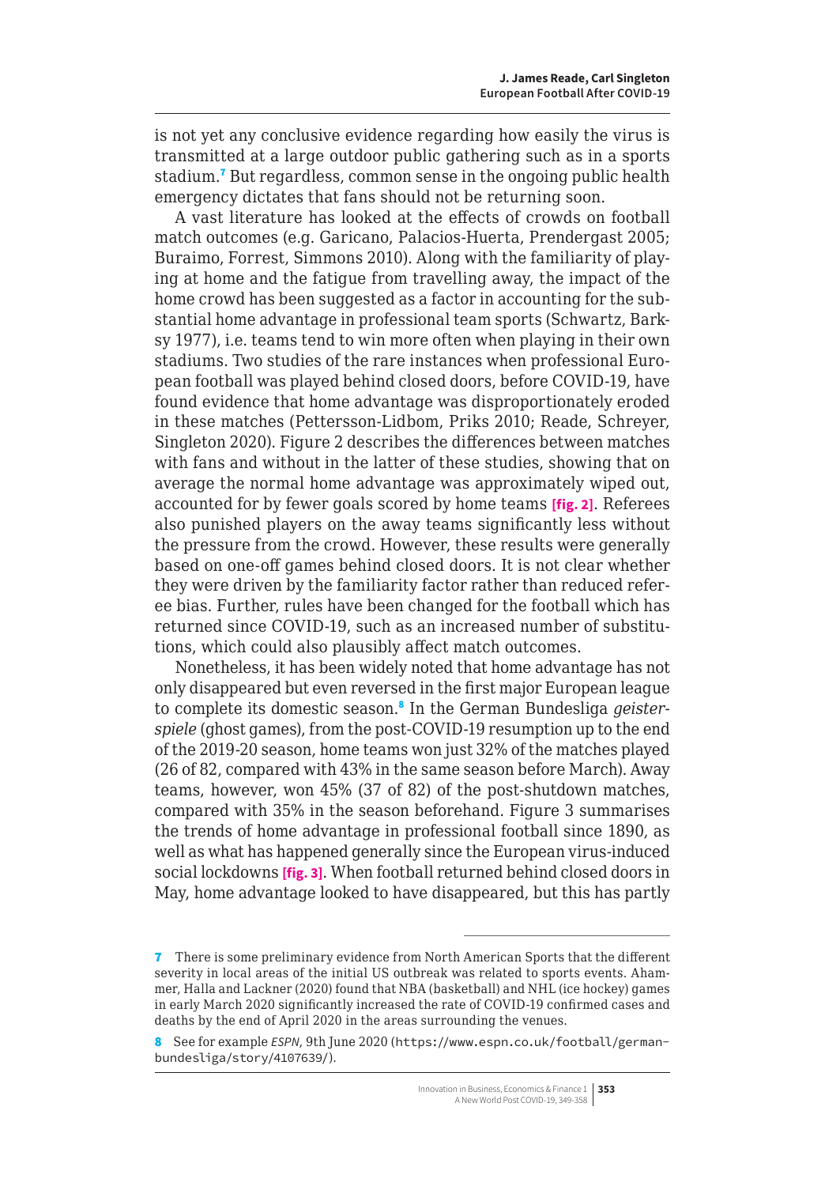is not yet any conclusive evidence regarding how easily the virus is transmitted at a large outdoor public gathering such as in a sports stadium.[7] But regardless, common sense in the ongoing public health emergency dictates that fans should not be returning soon.

A vast literature has looked at the effects of crowds on football match outcomes (e.g. Garicano, Palacios-Huerta, Prendergast 2005; Buraimo, Forrest, Simmons 2010). Along with the familiarity of playing at home and the fatigue from travelling away, the impact of the home crowd has been suggested as a factor in accounting for the substantial home advantage in professional team sports (Schwartz, Barksy 1977), i.e. teams tend to win more often when playing in their own stadiums. Two studies of the rare instances when professional European football was played behind closed doors, before COVID-19, have found evidence that home advantage was disproportionately eroded in these matches (Pettersson-Lidbom, Priks 2010; Reade, Schreyer, Singleton 2020). Figure 2 describes the differences between matches with fans and without in the latter of these studies, showing that on average the normal home advantage was approximately wiped out, accounted for by fewer goals scored by home teams **[fig. 2]**. Referees also punished players on the away teams significantly less without the pressure from the crowd. However, these results were generally based on one-off games behind closed doors. It is not clear whether they were driven by the familiarity factor rather than reduced referee bias. Further, rules have been changed for the football which has returned since COVID-19, such as an increased number of substitutions, which could also plausibly affect match outcomes.

Nonetheless, it has been widely noted that home advantage has not only disappeared but even reversed in the first major European league to complete its domestic season.[8] In the German Bundesliga *geisterspiele* (ghost games), from the post-COVID-19 resumption up to the end of the 2019-20 season, home teams won just 32% of the matches played (26 of 82, compared with 43% in the same season before March). Away teams, however, won 45% (37 of 82) of the post-shutdown matches, compared with 35% in the season beforehand. Figure 3 summarises the trends of home advantage in professional football since 1890, as well as what has happened generally since the European virus-induced social lockdowns **[fig. 3]**. When football returned behind closed doors in May, home advantage looked to have disappeared, but this has partly

---

[7] There is some preliminary evidence from North American Sports that the different severity in local areas of the initial US outbreak was related to sports events. Ahammer, Halla and Lackner (2020) found that NBA (basketball) and NHL (ice hockey) games in early March 2020 significantly increased the rate of COVID-19 confirmed cases and deaths by the end of April 2020 in the areas surrounding the venues.

[8] See for example *ESPN*, 9th June 2020 (https://www.espn.co.uk/football/german-bundesliga/story/4107639/).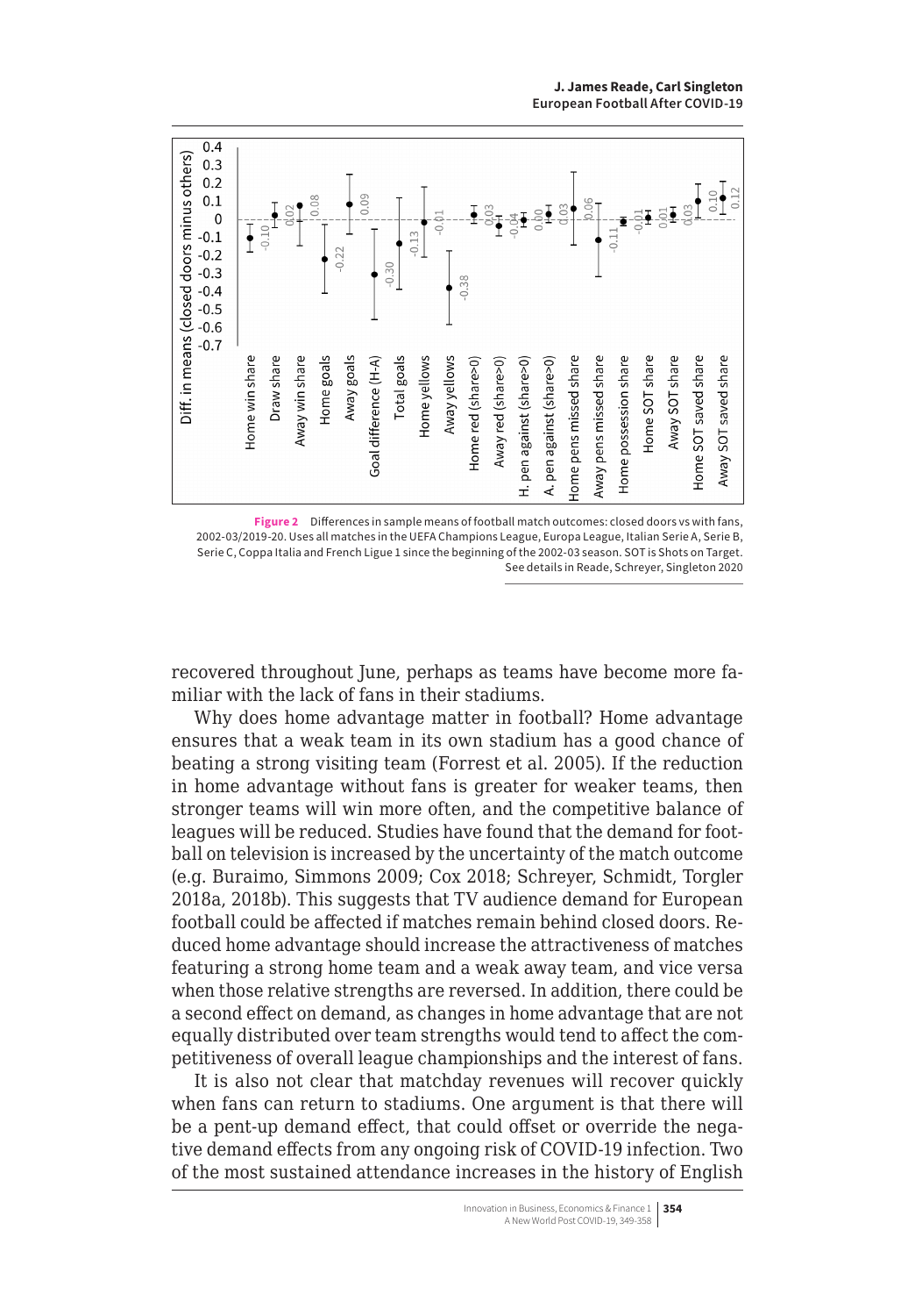**Figure 2** Differences in sample means of football match outcomes: closed doors vs with fans, 2002-03/2019-20. Uses all matches in the UEFA Champions League, Europa League, Italian Serie A, Serie B, Serie C, Coppa Italia and French Ligue 1 since the beginning of the 2002-03 season. SOT is Shots on Target. See details in Reade, Schreyer, Singleton 2020

recovered throughout June, perhaps as teams have become more familiar with the lack of fans in their stadiums.

Why does home advantage matter in football? Home advantage ensures that a weak team in its own stadium has a good chance of beating a strong visiting team (Forrest et al. 2005). If the reduction in home advantage without fans is greater for weaker teams, then stronger teams will win more often, and the competitive balance of leagues will be reduced. Studies have found that the demand for football on television is increased by the uncertainty of the match outcome (e.g. Buraimo, Simmons 2009; Cox 2018; Schreyer, Schmidt, Torgler 2018a, 2018b). This suggests that TV audience demand for European football could be affected if matches remain behind closed doors. Reduced home advantage should increase the attractiveness of matches featuring a strong home team and a weak away team, and vice versa when those relative strengths are reversed. In addition, there could be a second effect on demand, as changes in home advantage that are not equally distributed over team strengths would tend to affect the competitiveness of overall league championships and the interest of fans.

It is also not clear that matchday revenues will recover quickly when fans can return to stadiums. One argument is that there will be a pent-up demand effect, that could offset or override the negative demand effects from any ongoing risk of COVID-19 infection. Two of the most sustained attendance increases in the history of English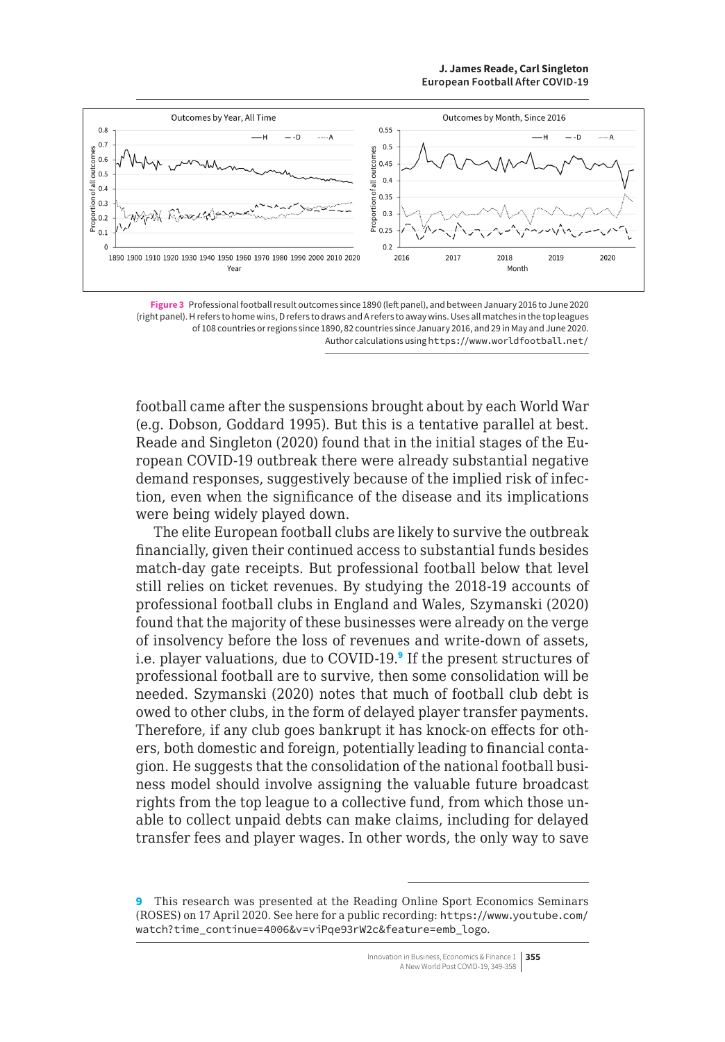Figure 3 Professional football result outcomes since 1890 (left panel), and between January 2016 to June 2020 (right panel). H refers to home wins, D refers to draws and A refers to away wins. Uses all matches in the top leagues of 108 countries or regions since 1890, 82 countries since January 2016, and 29 in May and June 2020. Author calculations using https://www.worldfootball.net/

football came after the suspensions brought about by each World War (e.g. Dobson, Goddard 1995). But this is a tentative parallel at best. Reade and Singleton (2020) found that in the initial stages of the European COVID-19 outbreak there were already substantial negative demand responses, suggestively because of the implied risk of infection, even when the significance of the disease and its implications were being widely played down.

The elite European football clubs are likely to survive the outbreak financially, given their continued access to substantial funds besides match-day gate receipts. But professional football below that level still relies on ticket revenues. By studying the 2018-19 accounts of professional football clubs in England and Wales, Szymanski (2020) found that the majority of these businesses were already on the verge of insolvency before the loss of revenues and write-down of assets, i.e. player valuations, due to COVID-19.[9] If the present structures of professional football are to survive, then some consolidation will be needed. Szymanski (2020) notes that much of football club debt is owed to other clubs, in the form of delayed player transfer payments. Therefore, if any club goes bankrupt it has knock-on effects for others, both domestic and foreign, potentially leading to financial contagion. He suggests that the consolidation of the national football business model should involve assigning the valuable future broadcast rights from the top league to a collective fund, from which those unable to collect unpaid debts can make claims, including for delayed transfer fees and player wages. In other words, the only way to save

---

[9] This research was presented at the Reading Online Sport Economics Seminars (ROSES) on 17 April 2020. See here for a public recording: https://www.youtube.com/watch?time_continue=4006&v=viPqe93rW2c&feature=emb_logo.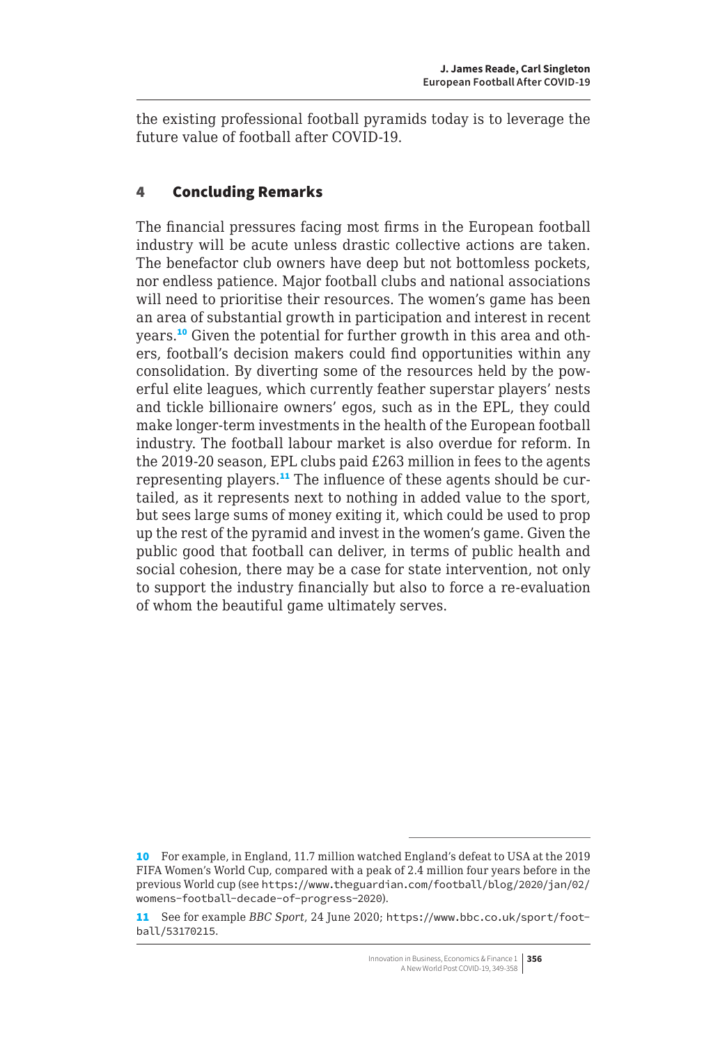the existing professional football pyramids today is to leverage the future value of football after COVID-19.

## 4 Concluding Remarks

The financial pressures facing most firms in the European football industry will be acute unless drastic collective actions are taken. The benefactor club owners have deep but not bottomless pockets, nor endless patience. Major football clubs and national associations will need to prioritise their resources. The women's game has been an area of substantial growth in participation and interest in recent years.[10] Given the potential for further growth in this area and others, football's decision makers could find opportunities within any consolidation. By diverting some of the resources held by the powerful elite leagues, which currently feather superstar players' nests and tickle billionaire owners' egos, such as in the EPL, they could make longer-term investments in the health of the European football industry. The football labour market is also overdue for reform. In the 2019-20 season, EPL clubs paid £263 million in fees to the agents representing players.[11] The influence of these agents should be curtailed, as it represents next to nothing in added value to the sport, but sees large sums of money exiting it, which could be used to prop up the rest of the pyramid and invest in the women's game. Given the public good that football can deliver, in terms of public health and social cohesion, there may be a case for state intervention, not only to support the industry financially but also to force a re-evaluation of whom the beautiful game ultimately serves.

---

10 For example, in England, 11.7 million watched England's defeat to USA at the 2019 FIFA Women's World Cup, compared with a peak of 2.4 million four years before in the previous World cup (see https://www.theguardian.com/football/blog/2020/jan/02/womens-football-decade-of-progress-2020).

11 See for example *BBC Sport*, 24 June 2020; https://www.bbc.co.uk/sport/football/53170215.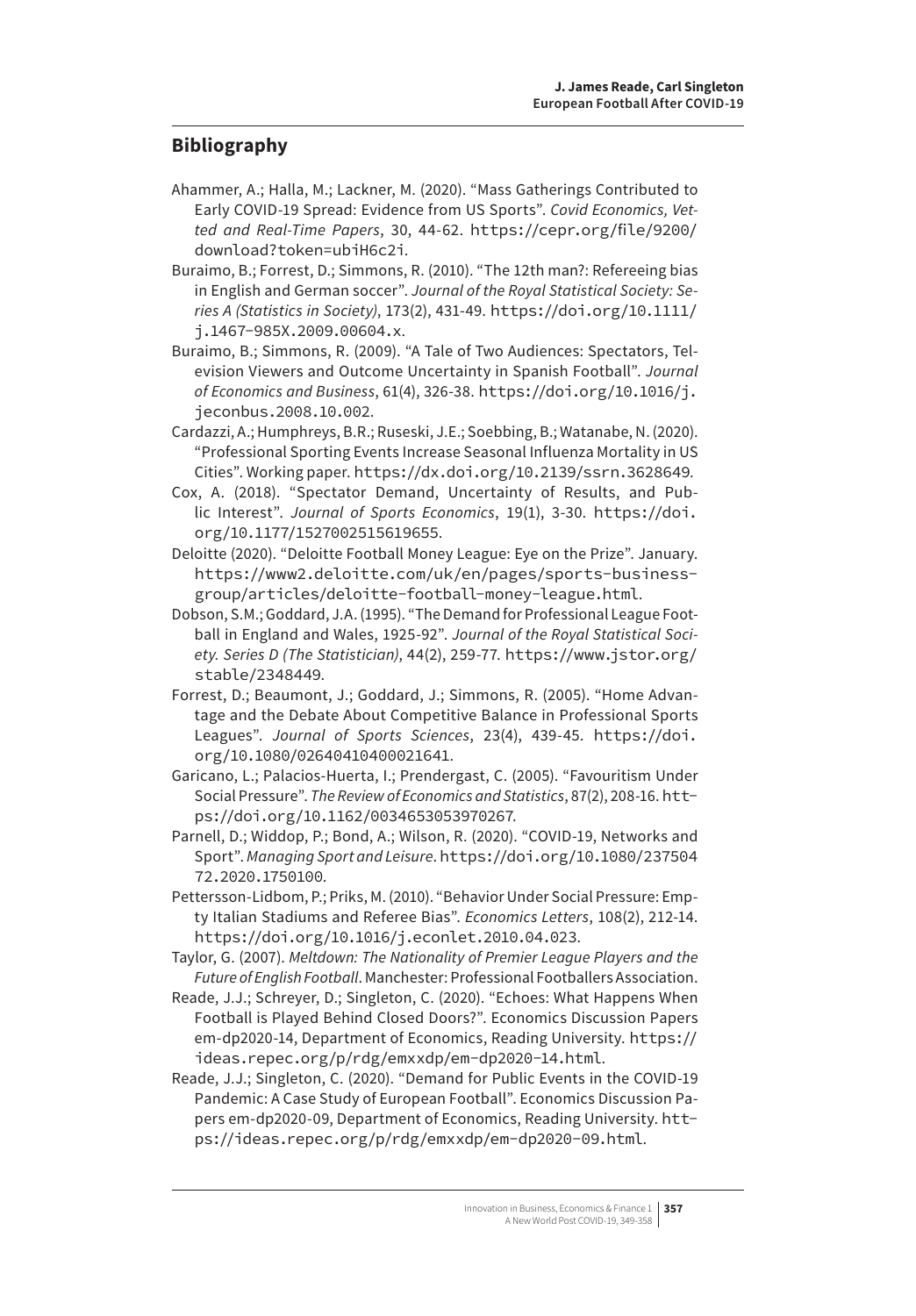## Bibliography

Ahammer, A.; Halla, M.; Lackner, M. (2020). "Mass Gatherings Contributed to Early COVID-19 Spread: Evidence from US Sports". *Covid Economics, Vetted and Real-Time Papers*, 30, 44-62. https://cepr.org/file/9200/download?token=ubiH6c2i.

Buraimo, B.; Forrest, D.; Simmons, R. (2010). "The 12th man?: Refereeing bias in English and German soccer". *Journal of the Royal Statistical Society: Series A (Statistics in Society)*, 173(2), 431-49. https://doi.org/10.1111/j.1467-985X.2009.00604.x.

Buraimo, B.; Simmons, R. (2009). "A Tale of Two Audiences: Spectators, Television Viewers and Outcome Uncertainty in Spanish Football". *Journal of Economics and Business*, 61(4), 326-38. https://doi.org/10.1016/j.jeconbus.2008.10.002.

Cardazzi, A.; Humphreys, B.R.; Ruseski, J.E.; Soebbing, B.; Watanabe, N. (2020). "Professional Sporting Events Increase Seasonal Influenza Mortality in US Cities". Working paper. https://dx.doi.org/10.2139/ssrn.3628649.

Cox, A. (2018). "Spectator Demand, Uncertainty of Results, and Public Interest". *Journal of Sports Economics*, 19(1), 3-30. https://doi.org/10.1177/1527002515619655.

Deloitte (2020). "Deloitte Football Money League: Eye on the Prize". January. https://www2.deloitte.com/uk/en/pages/sports-business-group/articles/deloitte-football-money-league.html.

Dobson, S.M.; Goddard, J.A. (1995). "The Demand for Professional League Football in England and Wales, 1925-92". *Journal of the Royal Statistical Society. Series D (The Statistician)*, 44(2), 259-77. https://www.jstor.org/stable/2348449.

Forrest, D.; Beaumont, J.; Goddard, J.; Simmons, R. (2005). "Home Advantage and the Debate About Competitive Balance in Professional Sports Leagues". *Journal of Sports Sciences*, 23(4), 439-45. https://doi.org/10.1080/02640410400021641.

Garicano, L.; Palacios-Huerta, I.; Prendergast, C. (2005). "Favouritism Under Social Pressure". *The Review of Economics and Statistics*, 87(2), 208-16. https://doi.org/10.1162/0034653053970267.

Parnell, D.; Widdop, P.; Bond, A.; Wilson, R. (2020). "COVID-19, Networks and Sport". *Managing Sport and Leisure*. https://doi.org/10.1080/23750472.2020.1750100.

Pettersson-Lidbom, P.; Priks, M. (2010). "Behavior Under Social Pressure: Empty Italian Stadiums and Referee Bias". *Economics Letters*, 108(2), 212-14. https://doi.org/10.1016/j.econlet.2010.04.023.

Taylor, G. (2007). *Meltdown: The Nationality of Premier League Players and the Future of English Football*. Manchester: Professional Footballers Association.

Reade, J.J.; Schreyer, D.; Singleton, C. (2020). "Echoes: What Happens When Football is Played Behind Closed Doors?". Economics Discussion Papers em-dp2020-14, Department of Economics, Reading University. https://ideas.repec.org/p/rdg/emxxdp/em-dp2020-14.html.

Reade, J.J.; Singleton, C. (2020). "Demand for Public Events in the COVID-19 Pandemic: A Case Study of European Football". Economics Discussion Papers em-dp2020-09, Department of Economics, Reading University. https://ideas.repec.org/p/rdg/emxxdp/em-dp2020-09.html.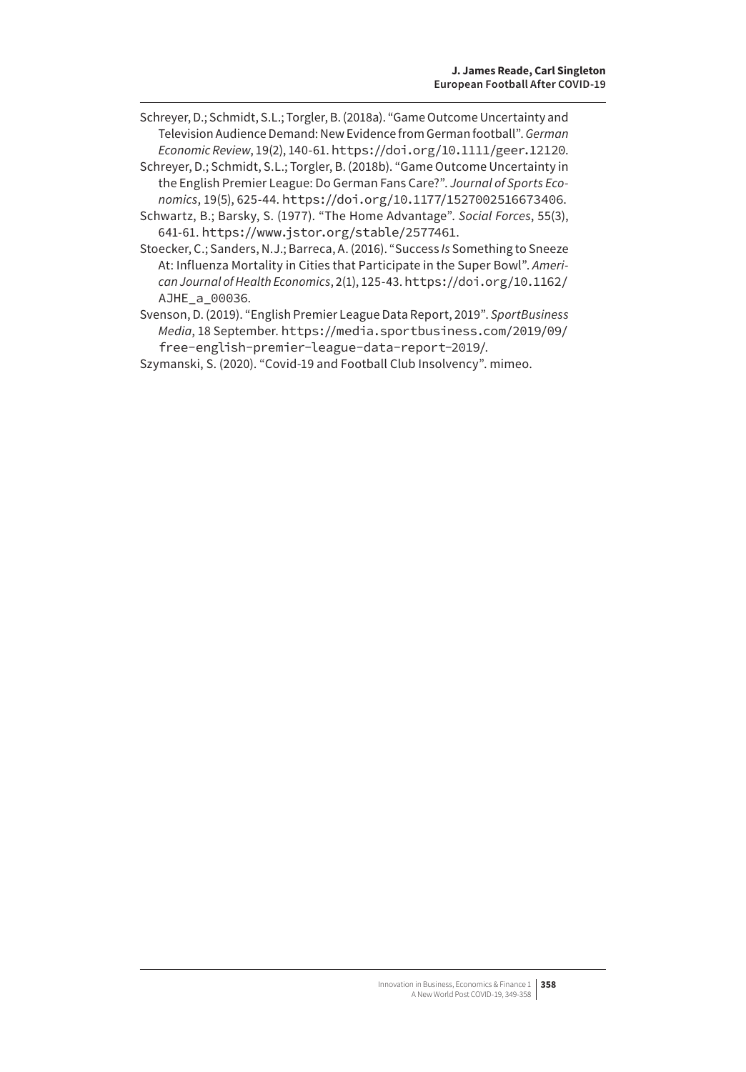Schreyer, D.; Schmidt, S.L.; Torgler, B. (2018a). "Game Outcome Uncertainty and Television Audience Demand: New Evidence from German football". *German Economic Review*, 19(2), 140-61. https://doi.org/10.1111/geer.12120.

Schreyer, D.; Schmidt, S.L.; Torgler, B. (2018b). "Game Outcome Uncertainty in the English Premier League: Do German Fans Care?". *Journal of Sports Economics*, 19(5), 625-44. https://doi.org/10.1177/1527002516673406.

Schwartz, B.; Barsky, S. (1977). "The Home Advantage". *Social Forces*, 55(3), 641-61. https://www.jstor.org/stable/2577461.

Stoecker, C.; Sanders, N.J.; Barreca, A. (2016). "Success *Is* Something to Sneeze At: Influenza Mortality in Cities that Participate in the Super Bowl". *American Journal of Health Economics*, 2(1), 125-43. https://doi.org/10.1162/AJHE_a_00036.

Svenson, D. (2019). "English Premier League Data Report, 2019". *SportBusiness Media*, 18 September. https://media.sportbusiness.com/2019/09/free-english-premier-league-data-report-2019/.

Szymanski, S. (2020). "Covid-19 and Football Club Insolvency". mimeo.